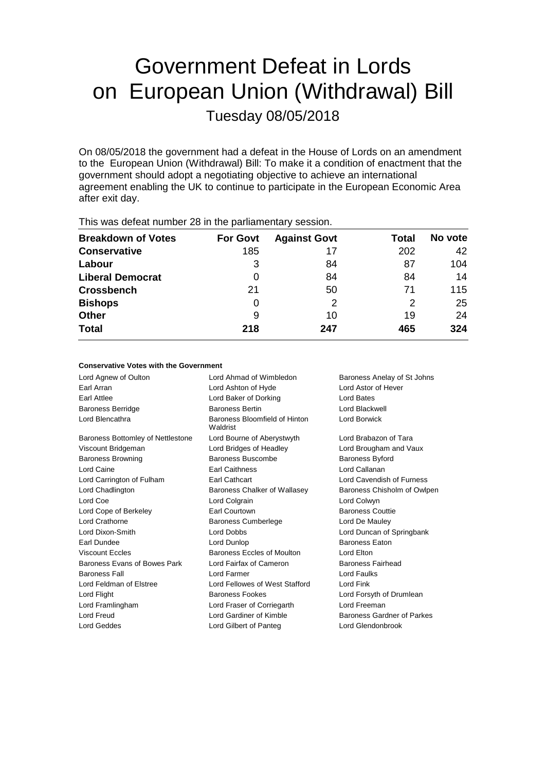# Government Defeat in Lords on European Union (Withdrawal) Bill

## Tuesday 08/05/2018

On 08/05/2018 the government had a defeat in the House of Lords on an amendment to the European Union (Withdrawal) Bill: To make it a condition of enactment that the government should adopt a negotiating objective to achieve an international agreement enabling the UK to continue to participate in the European Economic Area after exit day.

This was defeat number 28 in the parliamentary session.

| Breakdown of Votes | For Govt | Against Govt | Total | No vote |
|---|---|---|---|---|
| **Conservative** | 185 | 17 | 202 | 42 |
| **Labour** | 3 | 84 | 87 | 104 |
| **Liberal Democrat** | 0 | 84 | 84 | 14 |
| **Crossbench** | 21 | 50 | 71 | 115 |
| **Bishops** | 0 | 2 | 2 | 25 |
| **Other** | 9 | 10 | 19 | 24 |
| **Total** | **218** | **247** | **465** | **324** |

#### Conservative Votes with the Government

| | | |
|---|---|---|
| Lord Agnew of Oulton | Lord Ahmad of Wimbledon | Baroness Anelay of St Johns |
| Earl Arran | Lord Ashton of Hyde | Lord Astor of Hever |
| Earl Attlee | Lord Baker of Dorking | Lord Bates |
| Baroness Berridge | Baroness Bertin | Lord Blackwell |
| Lord Blencathra | Baroness Bloomfield of Hinton Waldrist | Lord Borwick |
| Baroness Bottomley of Nettlestone | Lord Bourne of Aberystwyth | Lord Brabazon of Tara |
| Viscount Bridgeman | Lord Bridges of Headley | Lord Brougham and Vaux |
| Baroness Browning | Baroness Buscombe | Baroness Byford |
| Lord Caine | Earl Caithness | Lord Callanan |
| Lord Carrington of Fulham | Earl Cathcart | Lord Cavendish of Furness |
| Lord Chadlington | Baroness Chalker of Wallasey | Baroness Chisholm of Owlpen |
| Lord Coe | Lord Colgrain | Lord Colwyn |
| Lord Cope of Berkeley | Earl Courtown | Baroness Couttie |
| Lord Crathorne | Baroness Cumberlege | Lord De Mauley |
| Lord Dixon-Smith | Lord Dobbs | Lord Duncan of Springbank |
| Earl Dundee | Lord Dunlop | Baroness Eaton |
| Viscount Eccles | Baroness Eccles of Moulton | Lord Elton |
| Baroness Evans of Bowes Park | Lord Fairfax of Cameron | Baroness Fairhead |
| Baroness Fall | Lord Farmer | Lord Faulks |
| Lord Feldman of Elstree | Lord Fellowes of West Stafford | Lord Fink |
| Lord Flight | Baroness Fookes | Lord Forsyth of Drumlean |
| Lord Framlingham | Lord Fraser of Corriegarth | Lord Freeman |
| Lord Freud | Lord Gardiner of Kimble | Baroness Gardner of Parkes |
| Lord Geddes | Lord Gilbert of Panteg | Lord Glendonbrook |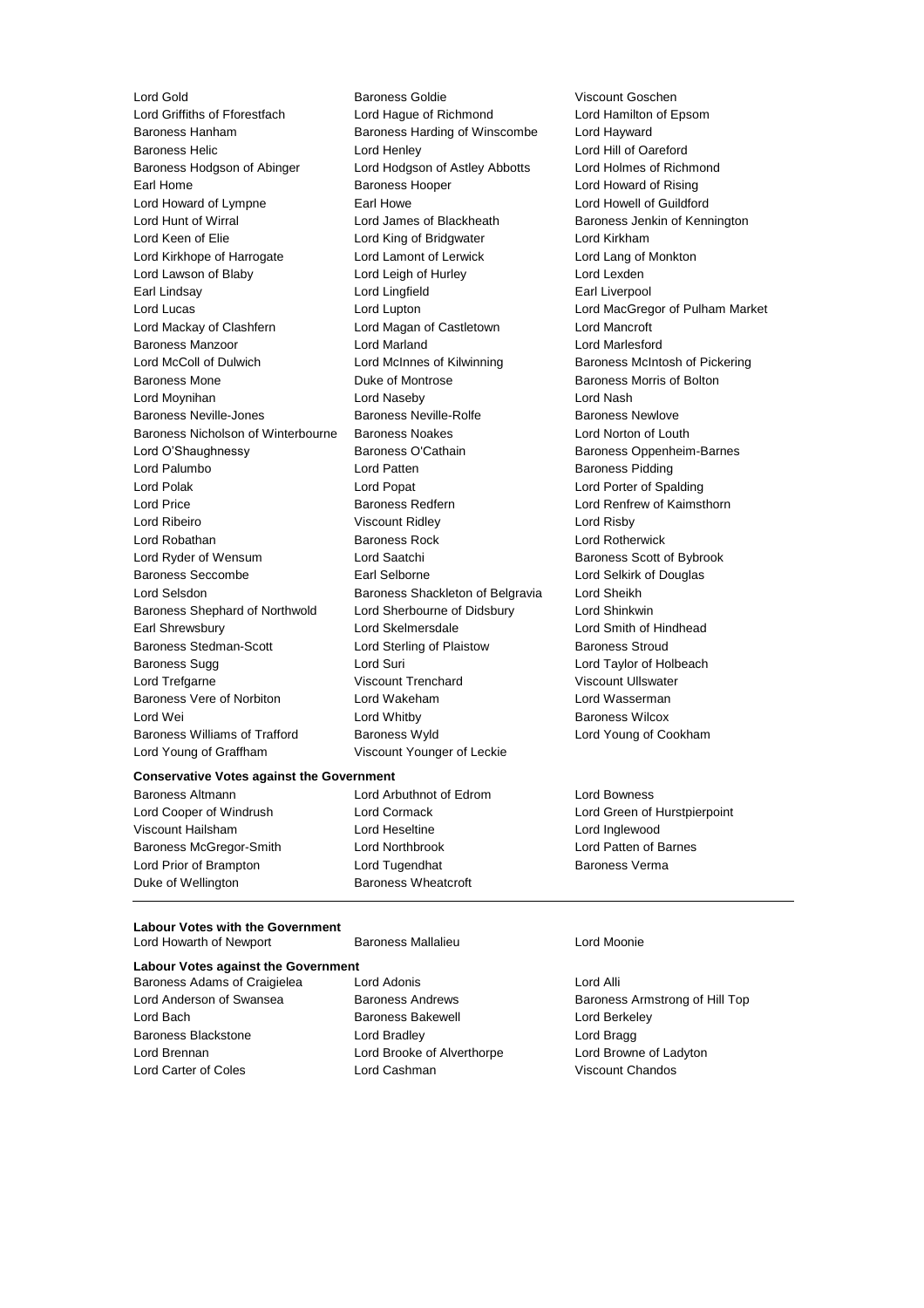Lord Gold
Baroness Goldie
Viscount Goschen
Lord Griffiths of Fforestfach
Lord Hague of Richmond
Lord Hamilton of Epsom
Baroness Hanham
Baroness Harding of Winscombe
Lord Hayward
Baroness Helic
Lord Henley
Lord Hill of Oareford
Baroness Hodgson of Abinger
Lord Hodgson of Astley Abbotts
Lord Holmes of Richmond
Earl Home
Baroness Hooper
Lord Howard of Rising
Lord Howard of Lympne
Earl Howe
Lord Howell of Guildford
Lord Hunt of Wirral
Lord James of Blackheath
Baroness Jenkin of Kennington
Lord Keen of Elie
Lord King of Bridgwater
Lord Kirkham
Lord Kirkhope of Harrogate
Lord Lamont of Lerwick
Lord Lang of Monkton
Lord Lawson of Blaby
Lord Leigh of Hurley
Lord Lexden
Earl Lindsay
Lord Lingfield
Earl Liverpool
Lord Lucas
Lord Lupton
Lord MacGregor of Pulham Market
Lord Mackay of Clashfern
Lord Magan of Castletown
Lord Mancroft
Baroness Manzoor
Lord Marland
Lord Marlesford
Lord McColl of Dulwich
Lord McInnes of Kilwinning
Baroness McIntosh of Pickering
Baroness Mone
Duke of Montrose
Baroness Morris of Bolton
Lord Moynihan
Lord Naseby
Lord Nash
Baroness Neville-Jones
Baroness Neville-Rolfe
Baroness Newlove
Baroness Nicholson of Winterbourne
Baroness Noakes
Lord Norton of Louth
Lord O'Shaughnessy
Baroness O'Cathain
Baroness Oppenheim-Barnes
Lord Palumbo
Lord Patten
Baroness Pidding
Lord Polak
Lord Popat
Lord Porter of Spalding
Lord Price
Baroness Redfern
Lord Renfrew of Kaimsthorn
Lord Ribeiro
Viscount Ridley
Lord Risby
Lord Robathan
Baroness Rock
Lord Rotherwick
Lord Ryder of Wensum
Lord Saatchi
Baroness Scott of Bybrook
Baroness Seccombe
Earl Selborne
Lord Selkirk of Douglas
Lord Selsdon
Baroness Shackleton of Belgravia
Lord Sheikh
Baroness Shephard of Northwold
Lord Sherbourne of Didsbury
Lord Shinkwin
Earl Shrewsbury
Lord Skelmersdale
Lord Smith of Hindhead
Baroness Stedman-Scott
Lord Sterling of Plaistow
Baroness Stroud
Baroness Sugg
Lord Suri
Lord Taylor of Holbeach
Lord Trefgarne
Viscount Trenchard
Viscount Ullswater
Baroness Vere of Norbiton
Lord Wakeham
Lord Wasserman
Lord Wei
Lord Whitby
Baroness Wilcox
Baroness Williams of Trafford
Baroness Wyld
Lord Young of Cookham
Lord Young of Graffham
Viscount Younger of Leckie

**Conservative Votes against the Government**

Baroness Altmann
Lord Arbuthnot of Edrom
Lord Bowness
Lord Cooper of Windrush
Lord Cormack
Lord Green of Hurstpierpoint
Viscount Hailsham
Lord Heseltine
Lord Inglewood
Baroness McGregor-Smith
Lord Northbrook
Lord Patten of Barnes
Lord Prior of Brampton
Lord Tugendhat
Baroness Verma
Duke of Wellington
Baroness Wheatcroft

**Labour Votes with the Government**

Lord Howarth of Newport
Baroness Mallalieu
Lord Moonie

**Labour Votes against the Government**

Baroness Adams of Craigielea
Lord Adonis
Lord Alli
Lord Anderson of Swansea
Baroness Andrews
Baroness Armstrong of Hill Top
Lord Bach
Baroness Bakewell
Lord Berkeley
Baroness Blackstone
Lord Bradley
Lord Bragg
Lord Brennan
Lord Brooke of Alverthorpe
Lord Browne of Ladyton
Lord Carter of Coles
Lord Cashman
Viscount Chandos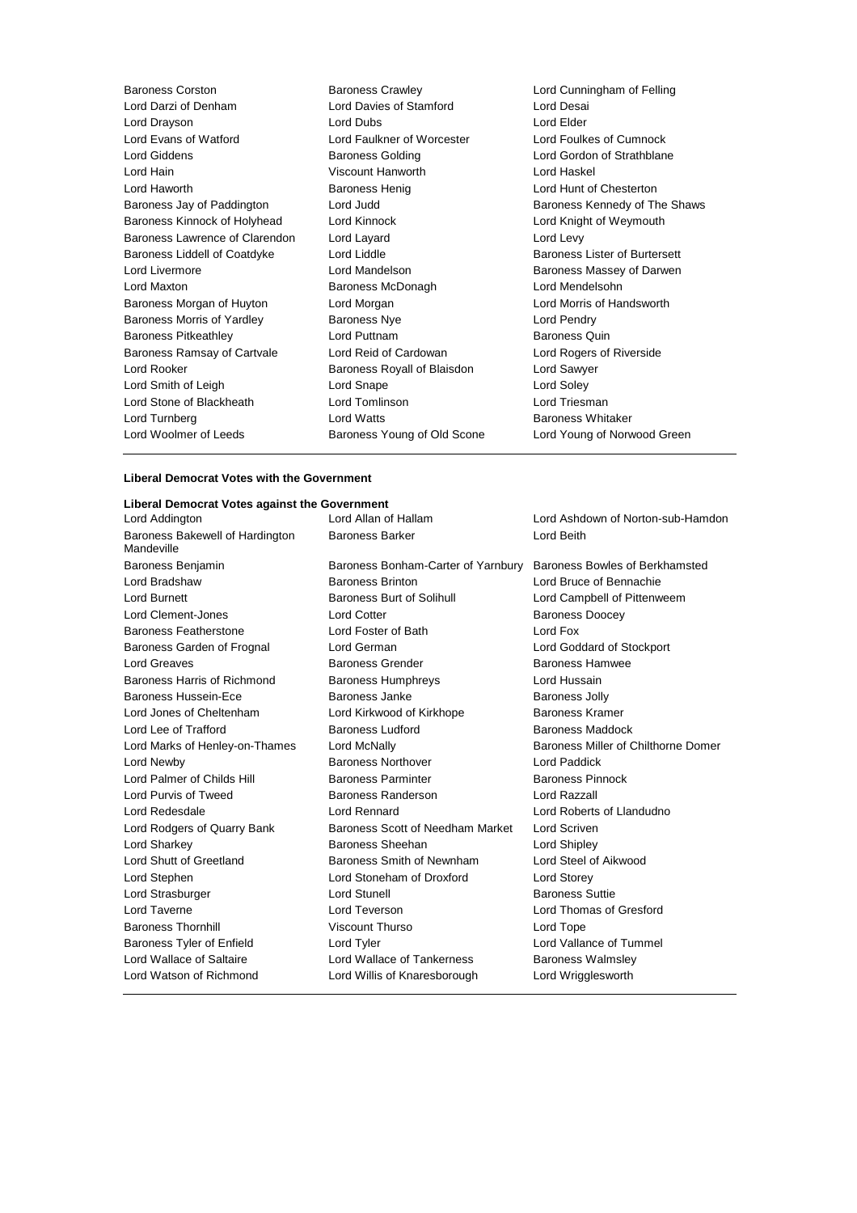Baroness Corston
Baroness Crawley
Lord Cunningham of Felling
Lord Darzi of Denham
Lord Davies of Stamford
Lord Desai
Lord Drayson
Lord Dubs
Lord Elder
Lord Evans of Watford
Lord Faulkner of Worcester
Lord Foulkes of Cumnock
Lord Giddens
Baroness Golding
Lord Gordon of Strathblane
Lord Hain
Viscount Hanworth
Lord Haskel
Lord Haworth
Baroness Henig
Lord Hunt of Chesterton
Baroness Jay of Paddington
Lord Judd
Baroness Kennedy of The Shaws
Baroness Kinnock of Holyhead
Lord Kinnock
Lord Knight of Weymouth
Baroness Lawrence of Clarendon
Lord Layard
Lord Levy
Baroness Liddell of Coatdyke
Lord Liddle
Baroness Lister of Burtersett
Lord Livermore
Lord Mandelson
Baroness Massey of Darwen
Lord Maxton
Baroness McDonagh
Lord Mendelsohn
Baroness Morgan of Huyton
Lord Morgan
Lord Morris of Handsworth
Baroness Morris of Yardley
Baroness Nye
Lord Pendry
Baroness Pitkeathley
Lord Puttnam
Baroness Quin
Baroness Ramsay of Cartvale
Lord Reid of Cardowan
Lord Rogers of Riverside
Lord Rooker
Baroness Royall of Blaisdon
Lord Sawyer
Lord Smith of Leigh
Lord Snape
Lord Soley
Lord Stone of Blackheath
Lord Tomlinson
Lord Triesman
Lord Turnberg
Lord Watts
Baroness Whitaker
Lord Woolmer of Leeds
Baroness Young of Old Scone
Lord Young of Norwood Green

**Liberal Democrat Votes with the Government**

**Liberal Democrat Votes against the Government**

Lord Addington
Lord Allan of Hallam
Lord Ashdown of Norton-sub-Hamdon
Baroness Bakewell of Hardington Mandeville
Baroness Barker
Lord Beith
Baroness Benjamin
Baroness Bonham-Carter of Yarnbury
Baroness Bowles of Berkhamsted
Lord Bradshaw
Baroness Brinton
Lord Bruce of Bennachie
Lord Burnett
Baroness Burt of Solihull
Lord Campbell of Pittenweem
Lord Clement-Jones
Lord Cotter
Baroness Doocey
Baroness Featherstone
Lord Foster of Bath
Lord Fox
Baroness Garden of Frognal
Lord German
Lord Goddard of Stockport
Lord Greaves
Baroness Grender
Baroness Hamwee
Baroness Harris of Richmond
Baroness Humphreys
Lord Hussain
Baroness Hussein-Ece
Baroness Janke
Baroness Jolly
Lord Jones of Cheltenham
Lord Kirkwood of Kirkhope
Baroness Kramer
Lord Lee of Trafford
Baroness Ludford
Baroness Maddock
Lord Marks of Henley-on-Thames
Lord McNally
Baroness Miller of Chilthorne Domer
Lord Newby
Baroness Northover
Lord Paddick
Lord Palmer of Childs Hill
Baroness Parminter
Baroness Pinnock
Lord Purvis of Tweed
Baroness Randerson
Lord Razzall
Lord Redesdale
Lord Rennard
Lord Roberts of Llandudno
Lord Rodgers of Quarry Bank
Baroness Scott of Needham Market
Lord Scriven
Lord Sharkey
Baroness Sheehan
Lord Shipley
Lord Shutt of Greetland
Baroness Smith of Newnham
Lord Steel of Aikwood
Lord Stephen
Lord Stoneham of Droxford
Lord Storey
Lord Strasburger
Lord Stunell
Baroness Suttie
Lord Taverne
Lord Teverson
Lord Thomas of Gresford
Baroness Thornhill
Viscount Thurso
Lord Tope
Baroness Tyler of Enfield
Lord Tyler
Lord Vallance of Tummel
Lord Wallace of Saltaire
Lord Wallace of Tankerness
Baroness Walmsley
Lord Watson of Richmond
Lord Willis of Knaresborough
Lord Wrigglesworth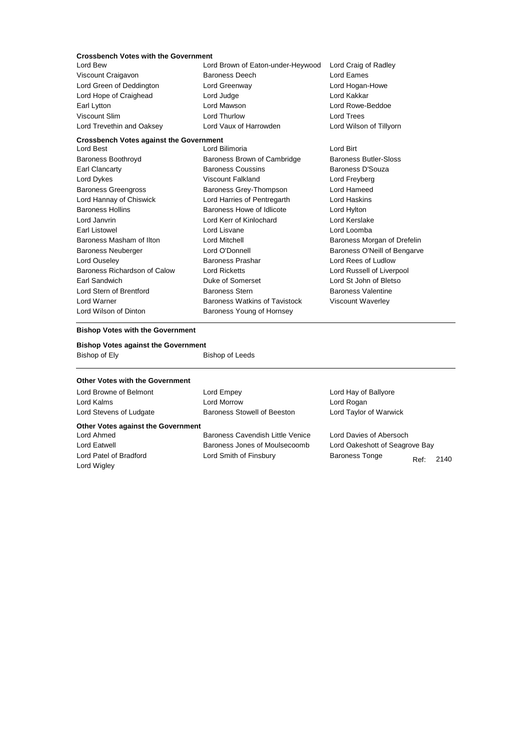**Crossbench Votes with the Government**

Lord Bew, Lord Brown of Eaton-under-Heywood, Lord Craig of Radley, Viscount Craigavon, Baroness Deech, Lord Eames, Lord Green of Deddington, Lord Greenway, Lord Hogan-Howe, Lord Hope of Craighead, Lord Judge, Lord Kakkar, Earl Lytton, Lord Mawson, Lord Rowe-Beddoe, Viscount Slim, Lord Thurlow, Lord Trees, Lord Trevethin and Oaksey, Lord Vaux of Harrowden, Lord Wilson of Tillyorn

**Crossbench Votes against the Government**

Lord Best, Lord Bilimoria, Lord Birt, Baroness Boothroyd, Baroness Brown of Cambridge, Baroness Butler-Sloss, Earl Clancarty, Baroness Coussins, Baroness D'Souza, Lord Dykes, Viscount Falkland, Lord Freyberg, Baroness Greengross, Baroness Grey-Thompson, Lord Hameed, Lord Hannay of Chiswick, Lord Harries of Pentregarth, Lord Haskins, Baroness Hollins, Baroness Howe of Idlicote, Lord Hylton, Lord Janvrin, Lord Kerr of Kinlochard, Lord Kerslake, Earl Listowel, Lord Lisvane, Lord Loomba, Baroness Masham of Ilton, Lord Mitchell, Baroness Morgan of Drefelin, Baroness Neuberger, Lord O'Donnell, Baroness O'Neill of Bengarve, Lord Ouseley, Baroness Prashar, Lord Rees of Ludlow, Baroness Richardson of Calow, Lord Ricketts, Lord Russell of Liverpool, Earl Sandwich, Duke of Somerset, Lord St John of Bletso, Lord Stern of Brentford, Baroness Stern, Baroness Valentine, Lord Warner, Baroness Watkins of Tavistock, Viscount Waverley, Lord Wilson of Dinton, Baroness Young of Hornsey

**Bishop Votes with the Government**

**Bishop Votes against the Government**

Bishop of Ely, Bishop of Leeds

**Other Votes with the Government**

Lord Browne of Belmont, Lord Empey, Lord Hay of Ballyore, Lord Kalms, Lord Morrow, Lord Rogan, Lord Stevens of Ludgate, Baroness Stowell of Beeston, Lord Taylor of Warwick

**Other Votes against the Government**

Lord Ahmed, Baroness Cavendish Little Venice, Lord Davies of Abersoch, Lord Eatwell, Baroness Jones of Moulsecoomb, Lord Oakeshott of Seagrove Bay, Lord Patel of Bradford, Lord Smith of Finsbury, Baroness Tonge, Lord Wigley

Ref: 2140